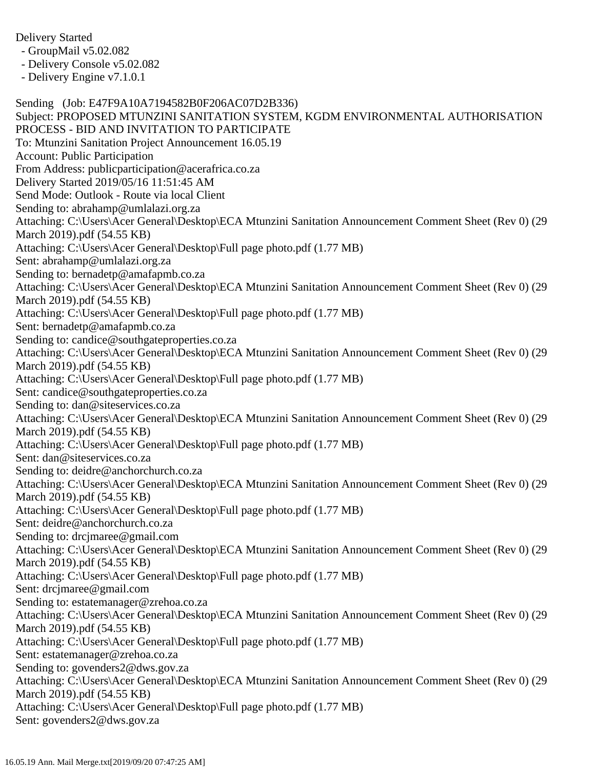Delivery Started
  - GroupMail v5.02.082
  - Delivery Console v5.02.082
  - Delivery Engine v7.1.0.1

Sending   (Job: E47F9A10A7194582B0F206AC07D2B336)
Subject: PROPOSED MTUNZINI SANITATION SYSTEM, KGDM ENVIRONMENTAL AUTHORISATION PROCESS - BID AND INVITATION TO PARTICIPATE
To: Mtunzini Sanitation Project Announcement 16.05.19
Account: Public Participation
From Address: publicparticipation@acerafrica.co.za
Delivery Started 2019/05/16 11:51:45 AM
Send Mode: Outlook - Route via local Client
Sending to: abrahamp@umlalazi.org.za
Attaching: C:\Users\Acer General\Desktop\ECA Mtunzini Sanitation Announcement Comment Sheet (Rev 0) (29 March 2019).pdf (54.55 KB)
Attaching: C:\Users\Acer General\Desktop\Full page photo.pdf (1.77 MB)
Sent: abrahamp@umlalazi.org.za
Sending to: bernadetp@amafapmb.co.za
Attaching: C:\Users\Acer General\Desktop\ECA Mtunzini Sanitation Announcement Comment Sheet (Rev 0) (29 March 2019).pdf (54.55 KB)
Attaching: C:\Users\Acer General\Desktop\Full page photo.pdf (1.77 MB)
Sent: bernadetp@amafapmb.co.za
Sending to: candice@southgateproperties.co.za
Attaching: C:\Users\Acer General\Desktop\ECA Mtunzini Sanitation Announcement Comment Sheet (Rev 0) (29 March 2019).pdf (54.55 KB)
Attaching: C:\Users\Acer General\Desktop\Full page photo.pdf (1.77 MB)
Sent: candice@southgateproperties.co.za
Sending to: dan@siteservices.co.za
Attaching: C:\Users\Acer General\Desktop\ECA Mtunzini Sanitation Announcement Comment Sheet (Rev 0) (29 March 2019).pdf (54.55 KB)
Attaching: C:\Users\Acer General\Desktop\Full page photo.pdf (1.77 MB)
Sent: dan@siteservices.co.za
Sending to: deidre@anchorchurch.co.za
Attaching: C:\Users\Acer General\Desktop\ECA Mtunzini Sanitation Announcement Comment Sheet (Rev 0) (29 March 2019).pdf (54.55 KB)
Attaching: C:\Users\Acer General\Desktop\Full page photo.pdf (1.77 MB)
Sent: deidre@anchorchurch.co.za
Sending to: drcjmaree@gmail.com
Attaching: C:\Users\Acer General\Desktop\ECA Mtunzini Sanitation Announcement Comment Sheet (Rev 0) (29 March 2019).pdf (54.55 KB)
Attaching: C:\Users\Acer General\Desktop\Full page photo.pdf (1.77 MB)
Sent: drcjmaree@gmail.com
Sending to: estatemanager@zrehoa.co.za
Attaching: C:\Users\Acer General\Desktop\ECA Mtunzini Sanitation Announcement Comment Sheet (Rev 0) (29 March 2019).pdf (54.55 KB)
Attaching: C:\Users\Acer General\Desktop\Full page photo.pdf (1.77 MB)
Sent: estatemanager@zrehoa.co.za
Sending to: govenders2@dws.gov.za
Attaching: C:\Users\Acer General\Desktop\ECA Mtunzini Sanitation Announcement Comment Sheet (Rev 0) (29 March 2019).pdf (54.55 KB)
Attaching: C:\Users\Acer General\Desktop\Full page photo.pdf (1.77 MB)
Sent: govenders2@dws.gov.za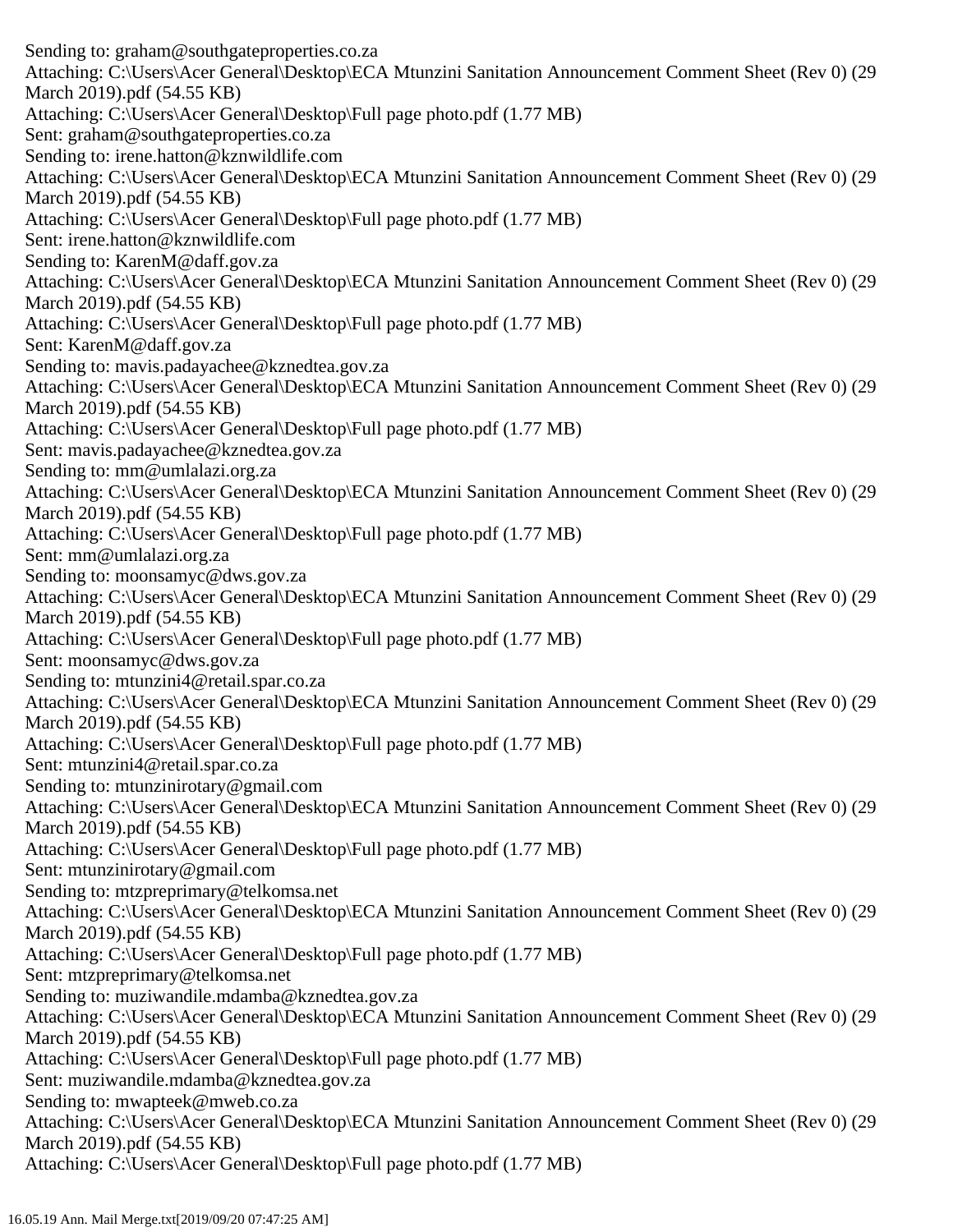Sending to: graham@southgateproperties.co.za
Attaching: C:\Users\Acer General\Desktop\ECA Mtunzini Sanitation Announcement Comment Sheet (Rev 0) (29 March 2019).pdf (54.55 KB)
Attaching: C:\Users\Acer General\Desktop\Full page photo.pdf (1.77 MB)
Sent: graham@southgateproperties.co.za
Sending to: irene.hatton@kznwildlife.com
Attaching: C:\Users\Acer General\Desktop\ECA Mtunzini Sanitation Announcement Comment Sheet (Rev 0) (29 March 2019).pdf (54.55 KB)
Attaching: C:\Users\Acer General\Desktop\Full page photo.pdf (1.77 MB)
Sent: irene.hatton@kznwildlife.com
Sending to: KarenM@daff.gov.za
Attaching: C:\Users\Acer General\Desktop\ECA Mtunzini Sanitation Announcement Comment Sheet (Rev 0) (29 March 2019).pdf (54.55 KB)
Attaching: C:\Users\Acer General\Desktop\Full page photo.pdf (1.77 MB)
Sent: KarenM@daff.gov.za
Sending to: mavis.padayachee@kznedtea.gov.za
Attaching: C:\Users\Acer General\Desktop\ECA Mtunzini Sanitation Announcement Comment Sheet (Rev 0) (29 March 2019).pdf (54.55 KB)
Attaching: C:\Users\Acer General\Desktop\Full page photo.pdf (1.77 MB)
Sent: mavis.padayachee@kznedtea.gov.za
Sending to: mm@umlalazi.org.za
Attaching: C:\Users\Acer General\Desktop\ECA Mtunzini Sanitation Announcement Comment Sheet (Rev 0) (29 March 2019).pdf (54.55 KB)
Attaching: C:\Users\Acer General\Desktop\Full page photo.pdf (1.77 MB)
Sent: mm@umlalazi.org.za
Sending to: moonsamyc@dws.gov.za
Attaching: C:\Users\Acer General\Desktop\ECA Mtunzini Sanitation Announcement Comment Sheet (Rev 0) (29 March 2019).pdf (54.55 KB)
Attaching: C:\Users\Acer General\Desktop\Full page photo.pdf (1.77 MB)
Sent: moonsamyc@dws.gov.za
Sending to: mtunzini4@retail.spar.co.za
Attaching: C:\Users\Acer General\Desktop\ECA Mtunzini Sanitation Announcement Comment Sheet (Rev 0) (29 March 2019).pdf (54.55 KB)
Attaching: C:\Users\Acer General\Desktop\Full page photo.pdf (1.77 MB)
Sent: mtunzini4@retail.spar.co.za
Sending to: mtunzinirotary@gmail.com
Attaching: C:\Users\Acer General\Desktop\ECA Mtunzini Sanitation Announcement Comment Sheet (Rev 0) (29 March 2019).pdf (54.55 KB)
Attaching: C:\Users\Acer General\Desktop\Full page photo.pdf (1.77 MB)
Sent: mtunzinirotary@gmail.com
Sending to: mtzpreprimary@telkomsa.net
Attaching: C:\Users\Acer General\Desktop\ECA Mtunzini Sanitation Announcement Comment Sheet (Rev 0) (29 March 2019).pdf (54.55 KB)
Attaching: C:\Users\Acer General\Desktop\Full page photo.pdf (1.77 MB)
Sent: mtzpreprimary@telkomsa.net
Sending to: muziwandile.mdamba@kznedtea.gov.za
Attaching: C:\Users\Acer General\Desktop\ECA Mtunzini Sanitation Announcement Comment Sheet (Rev 0) (29 March 2019).pdf (54.55 KB)
Attaching: C:\Users\Acer General\Desktop\Full page photo.pdf (1.77 MB)
Sent: muziwandile.mdamba@kznedtea.gov.za
Sending to: mwapteek@mweb.co.za
Attaching: C:\Users\Acer General\Desktop\ECA Mtunzini Sanitation Announcement Comment Sheet (Rev 0) (29 March 2019).pdf (54.55 KB)
Attaching: C:\Users\Acer General\Desktop\Full page photo.pdf (1.77 MB)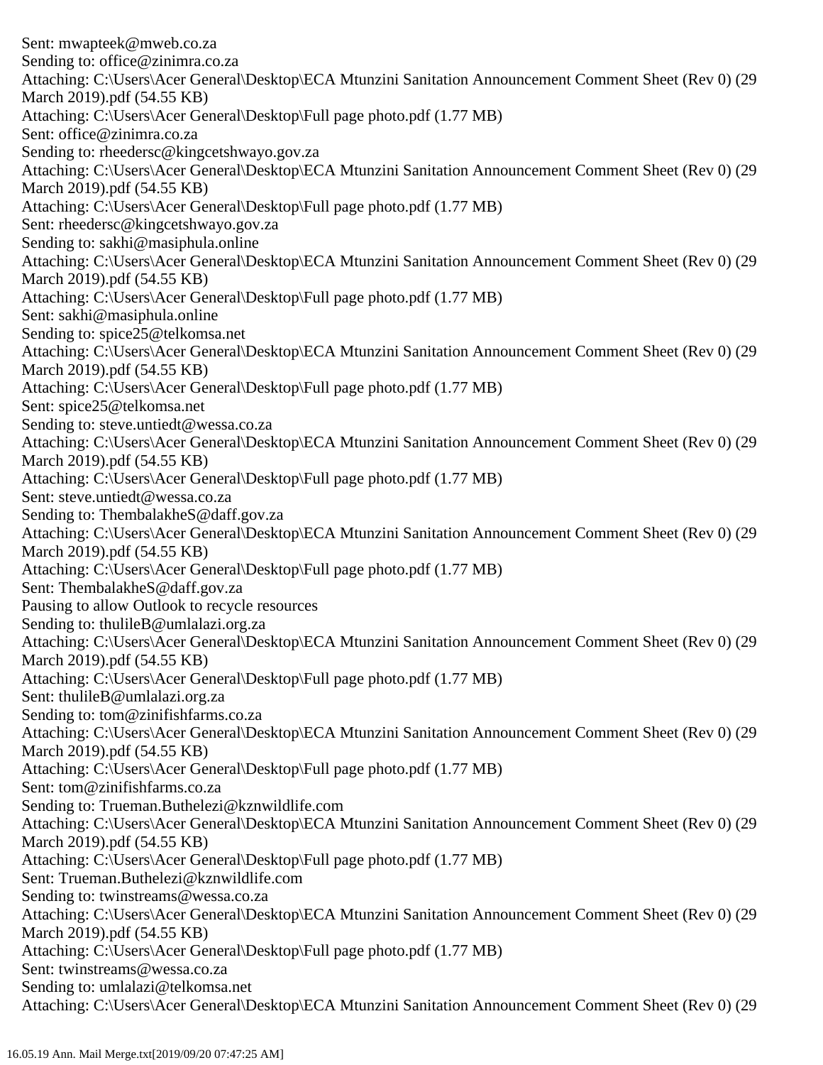Sent: mwapteek@mweb.co.za
Sending to: office@zinimra.co.za
Attaching: C:\Users\Acer General\Desktop\ECA Mtunzini Sanitation Announcement Comment Sheet (Rev 0) (29 March 2019).pdf (54.55 KB)
Attaching: C:\Users\Acer General\Desktop\Full page photo.pdf (1.77 MB)
Sent: office@zinimra.co.za
Sending to: rheedersc@kingcetshwayo.gov.za
Attaching: C:\Users\Acer General\Desktop\ECA Mtunzini Sanitation Announcement Comment Sheet (Rev 0) (29 March 2019).pdf (54.55 KB)
Attaching: C:\Users\Acer General\Desktop\Full page photo.pdf (1.77 MB)
Sent: rheedersc@kingcetshwayo.gov.za
Sending to: sakhi@masiphula.online
Attaching: C:\Users\Acer General\Desktop\ECA Mtunzini Sanitation Announcement Comment Sheet (Rev 0) (29 March 2019).pdf (54.55 KB)
Attaching: C:\Users\Acer General\Desktop\Full page photo.pdf (1.77 MB)
Sent: sakhi@masiphula.online
Sending to: spice25@telkomsa.net
Attaching: C:\Users\Acer General\Desktop\ECA Mtunzini Sanitation Announcement Comment Sheet (Rev 0) (29 March 2019).pdf (54.55 KB)
Attaching: C:\Users\Acer General\Desktop\Full page photo.pdf (1.77 MB)
Sent: spice25@telkomsa.net
Sending to: steve.untiedt@wessa.co.za
Attaching: C:\Users\Acer General\Desktop\ECA Mtunzini Sanitation Announcement Comment Sheet (Rev 0) (29 March 2019).pdf (54.55 KB)
Attaching: C:\Users\Acer General\Desktop\Full page photo.pdf (1.77 MB)
Sent: steve.untiedt@wessa.co.za
Sending to: ThembalakheS@daff.gov.za
Attaching: C:\Users\Acer General\Desktop\ECA Mtunzini Sanitation Announcement Comment Sheet (Rev 0) (29 March 2019).pdf (54.55 KB)
Attaching: C:\Users\Acer General\Desktop\Full page photo.pdf (1.77 MB)
Sent: ThembalakheS@daff.gov.za
Pausing to allow Outlook to recycle resources
Sending to: thulileB@umlalazi.org.za
Attaching: C:\Users\Acer General\Desktop\ECA Mtunzini Sanitation Announcement Comment Sheet (Rev 0) (29 March 2019).pdf (54.55 KB)
Attaching: C:\Users\Acer General\Desktop\Full page photo.pdf (1.77 MB)
Sent: thulileB@umlalazi.org.za
Sending to: tom@zinifishfarms.co.za
Attaching: C:\Users\Acer General\Desktop\ECA Mtunzini Sanitation Announcement Comment Sheet (Rev 0) (29 March 2019).pdf (54.55 KB)
Attaching: C:\Users\Acer General\Desktop\Full page photo.pdf (1.77 MB)
Sent: tom@zinifishfarms.co.za
Sending to: Trueman.Buthelezi@kznwildlife.com
Attaching: C:\Users\Acer General\Desktop\ECA Mtunzini Sanitation Announcement Comment Sheet (Rev 0) (29 March 2019).pdf (54.55 KB)
Attaching: C:\Users\Acer General\Desktop\Full page photo.pdf (1.77 MB)
Sent: Trueman.Buthelezi@kznwildlife.com
Sending to: twinstreams@wessa.co.za
Attaching: C:\Users\Acer General\Desktop\ECA Mtunzini Sanitation Announcement Comment Sheet (Rev 0) (29 March 2019).pdf (54.55 KB)
Attaching: C:\Users\Acer General\Desktop\Full page photo.pdf (1.77 MB)
Sent: twinstreams@wessa.co.za
Sending to: umlalazi@telkomsa.net
Attaching: C:\Users\Acer General\Desktop\ECA Mtunzini Sanitation Announcement Comment Sheet (Rev 0) (29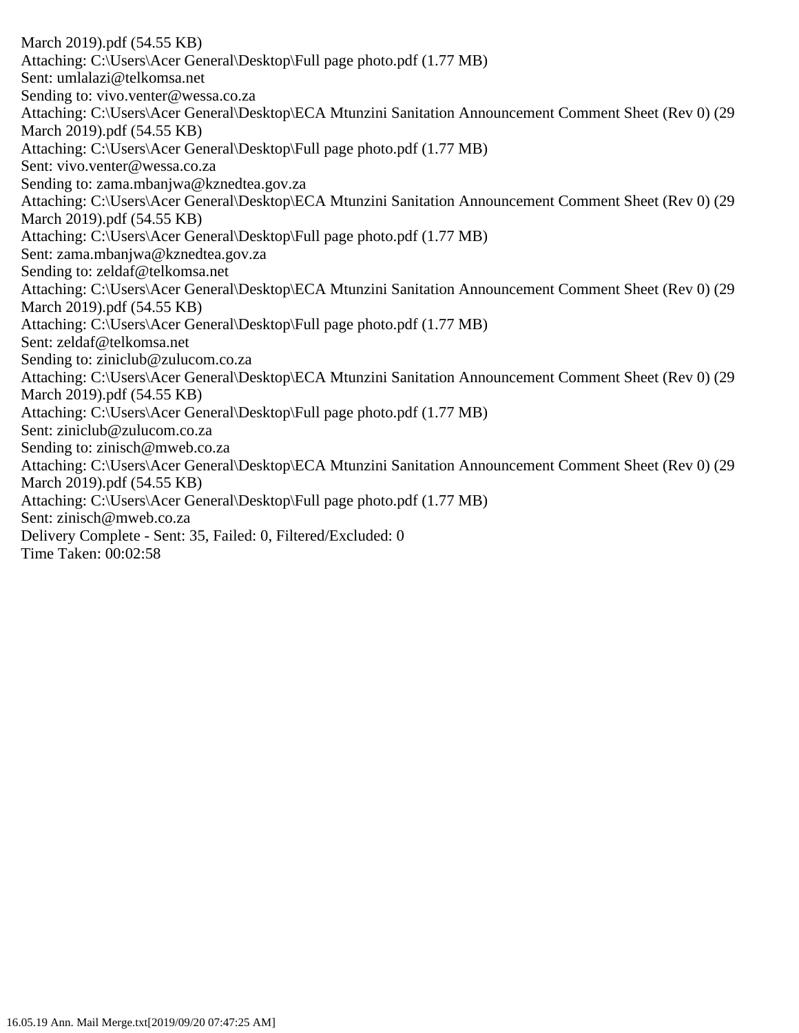March 2019).pdf (54.55 KB)
Attaching: C:\Users\Acer General\Desktop\Full page photo.pdf (1.77 MB)
Sent: umlalazi@telkomsa.net
Sending to: vivo.venter@wessa.co.za
Attaching: C:\Users\Acer General\Desktop\ECA Mtunzini Sanitation Announcement Comment Sheet (Rev 0) (29 March 2019).pdf (54.55 KB)
Attaching: C:\Users\Acer General\Desktop\Full page photo.pdf (1.77 MB)
Sent: vivo.venter@wessa.co.za
Sending to: zama.mbanjwa@kznedtea.gov.za
Attaching: C:\Users\Acer General\Desktop\ECA Mtunzini Sanitation Announcement Comment Sheet (Rev 0) (29 March 2019).pdf (54.55 KB)
Attaching: C:\Users\Acer General\Desktop\Full page photo.pdf (1.77 MB)
Sent: zama.mbanjwa@kznedtea.gov.za
Sending to: zeldaf@telkomsa.net
Attaching: C:\Users\Acer General\Desktop\ECA Mtunzini Sanitation Announcement Comment Sheet (Rev 0) (29 March 2019).pdf (54.55 KB)
Attaching: C:\Users\Acer General\Desktop\Full page photo.pdf (1.77 MB)
Sent: zeldaf@telkomsa.net
Sending to: ziniclub@zulucom.co.za
Attaching: C:\Users\Acer General\Desktop\ECA Mtunzini Sanitation Announcement Comment Sheet (Rev 0) (29 March 2019).pdf (54.55 KB)
Attaching: C:\Users\Acer General\Desktop\Full page photo.pdf (1.77 MB)
Sent: ziniclub@zulucom.co.za
Sending to: zinisch@mweb.co.za
Attaching: C:\Users\Acer General\Desktop\ECA Mtunzini Sanitation Announcement Comment Sheet (Rev 0) (29 March 2019).pdf (54.55 KB)
Attaching: C:\Users\Acer General\Desktop\Full page photo.pdf (1.77 MB)
Sent: zinisch@mweb.co.za
Delivery Complete - Sent: 35, Failed: 0, Filtered/Excluded: 0
Time Taken: 00:02:58